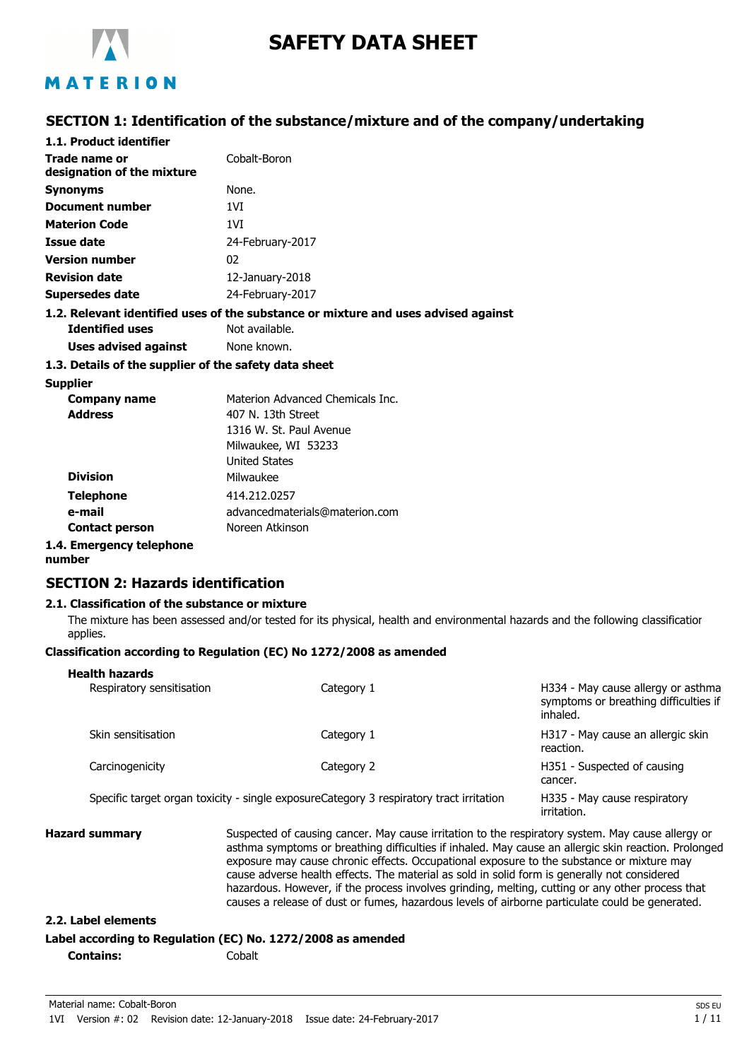# SAFETY DATA SHEET

## SECTION 1: Identification of the substance/mixture and of the company/undertaking

### 1.1. Product identifier

| | |
|---|---|
| **Trade name or designation of the mixture** | Cobalt-Boron |
| **Synonyms** | None. |
| **Document number** | 1VI |
| **Materion Code** | 1VI |
| **Issue date** | 24-February-2017 |
| **Version number** | 02 |
| **Revision date** | 12-January-2018 |
| **Supersedes date** | 24-February-2017 |

### 1.2. Relevant identified uses of the substance or mixture and uses advised against

| | |
|---|---|
| **Identified uses** | Not available. |
| **Uses advised against** | None known. |

### 1.3. Details of the supplier of the safety data sheet

**Supplier**

| | |
|---|---|
| **Company name** | Materion Advanced Chemicals Inc. |
| **Address** | 407 N. 13th Street<br>1316 W. St. Paul Avenue<br>Milwaukee, WI 53233<br>United States |
| **Division** | Milwaukee |
| **Telephone** | 414.212.0257 |
| **e-mail** | advancedmaterials@materion.com |
| **Contact person** | Noreen Atkinson |

### 1.4. Emergency telephone number

## SECTION 2: Hazards identification

### 2.1. Classification of the substance or mixture

The mixture has been assessed and/or tested for its physical, health and environmental hazards and the following classification applies.

**Classification according to Regulation (EC) No 1272/2008 as amended**

**Health hazards**

| | | |
|---|---|---|
| Respiratory sensitisation | Category 1 | H334 - May cause allergy or asthma symptoms or breathing difficulties if inhaled. |
| Skin sensitisation | Category 1 | H317 - May cause an allergic skin reaction. |
| Carcinogenicity | Category 2 | H351 - Suspected of causing cancer. |
| Specific target organ toxicity - single exposure | Category 3 respiratory tract irritation | H335 - May cause respiratory irritation. |

**Hazard summary**

Suspected of causing cancer. May cause irritation to the respiratory system. May cause allergy or asthma symptoms or breathing difficulties if inhaled. May cause an allergic skin reaction. Prolonged exposure may cause chronic effects. Occupational exposure to the substance or mixture may cause adverse health effects. The material as sold in solid form is generally not considered hazardous. However, if the process involves grinding, melting, cutting or any other process that causes a release of dust or fumes, hazardous levels of airborne particulate could be generated.

### 2.2. Label elements

**Label according to Regulation (EC) No. 1272/2008 as amended**

**Contains:** Cobalt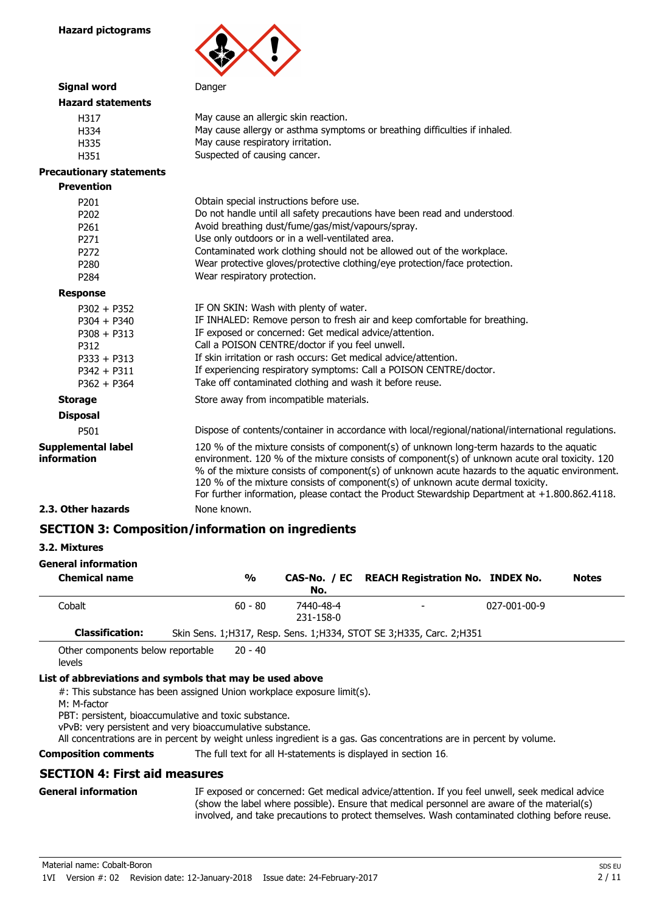**Hazard pictograms**

**Signal word** Danger

**Hazard statements**

| | |
|---|---|
| H317 | May cause an allergic skin reaction. |
| H334 | May cause allergy or asthma symptoms or breathing difficulties if inhaled. |
| H335 | May cause respiratory irritation. |
| H351 | Suspected of causing cancer. |

**Precautionary statements**

**Prevention**

| | |
|---|---|
| P201 | Obtain special instructions before use. |
| P202 | Do not handle until all safety precautions have been read and understood. |
| P261 | Avoid breathing dust/fume/gas/mist/vapours/spray. |
| P271 | Use only outdoors or in a well-ventilated area. |
| P272 | Contaminated work clothing should not be allowed out of the workplace. |
| P280 | Wear protective gloves/protective clothing/eye protection/face protection. |
| P284 | Wear respiratory protection. |

**Response**

| | |
|---|---|
| P302 + P352 | IF ON SKIN: Wash with plenty of water. |
| P304 + P340 | IF INHALED: Remove person to fresh air and keep comfortable for breathing. |
| P308 + P313 | IF exposed or concerned: Get medical advice/attention. |
| P312 | Call a POISON CENTRE/doctor if you feel unwell. |
| P333 + P313 | If skin irritation or rash occurs: Get medical advice/attention. |
| P342 + P311 | If experiencing respiratory symptoms: Call a POISON CENTRE/doctor. |
| P362 + P364 | Take off contaminated clothing and wash it before reuse. |

**Storage** Store away from incompatible materials.

**Disposal**

| | |
|---|---|
| P501 | Dispose of contents/container in accordance with local/regional/national/international regulations. |

**Supplemental label information** 120 % of the mixture consists of component(s) of unknown long-term hazards to the aquatic environment. 120 % of the mixture consists of component(s) of unknown acute oral toxicity. 120 % of the mixture consists of component(s) of unknown acute hazards to the aquatic environment. 120 % of the mixture consists of component(s) of unknown acute dermal toxicity.
For further information, please contact the Product Stewardship Department at +1.800.862.4118.

**2.3. Other hazards** None known.

## SECTION 3: Composition/information on ingredients

### 3.2. Mixtures

**General information**

| Chemical name | % | CAS-No. / EC No. | REACH Registration No. | INDEX No. | Notes |
|---|---|---|---|---|---|
| Cobalt | 60 - 80 | 7440-48-4 231-158-0 | - | 027-001-00-9 | |
| **Classification:** | Skin Sens. 1;H317, Resp. Sens. 1;H334, STOT SE 3;H335, Carc. 2;H351 | | | | |
| Other components below reportable levels | 20 - 40 | | | | |

**List of abbreviations and symbols that may be used above**

#: This substance has been assigned Union workplace exposure limit(s).
M: M-factor
PBT: persistent, bioaccumulative and toxic substance.
vPvB: very persistent and very bioaccumulative substance.
All concentrations are in percent by weight unless ingredient is a gas. Gas concentrations are in percent by volume.

**Composition comments** The full text for all H-statements is displayed in section 16.

## SECTION 4: First aid measures

**General information** IF exposed or concerned: Get medical advice/attention. If you feel unwell, seek medical advice (show the label where possible). Ensure that medical personnel are aware of the material(s) involved, and take precautions to protect themselves. Wash contaminated clothing before reuse.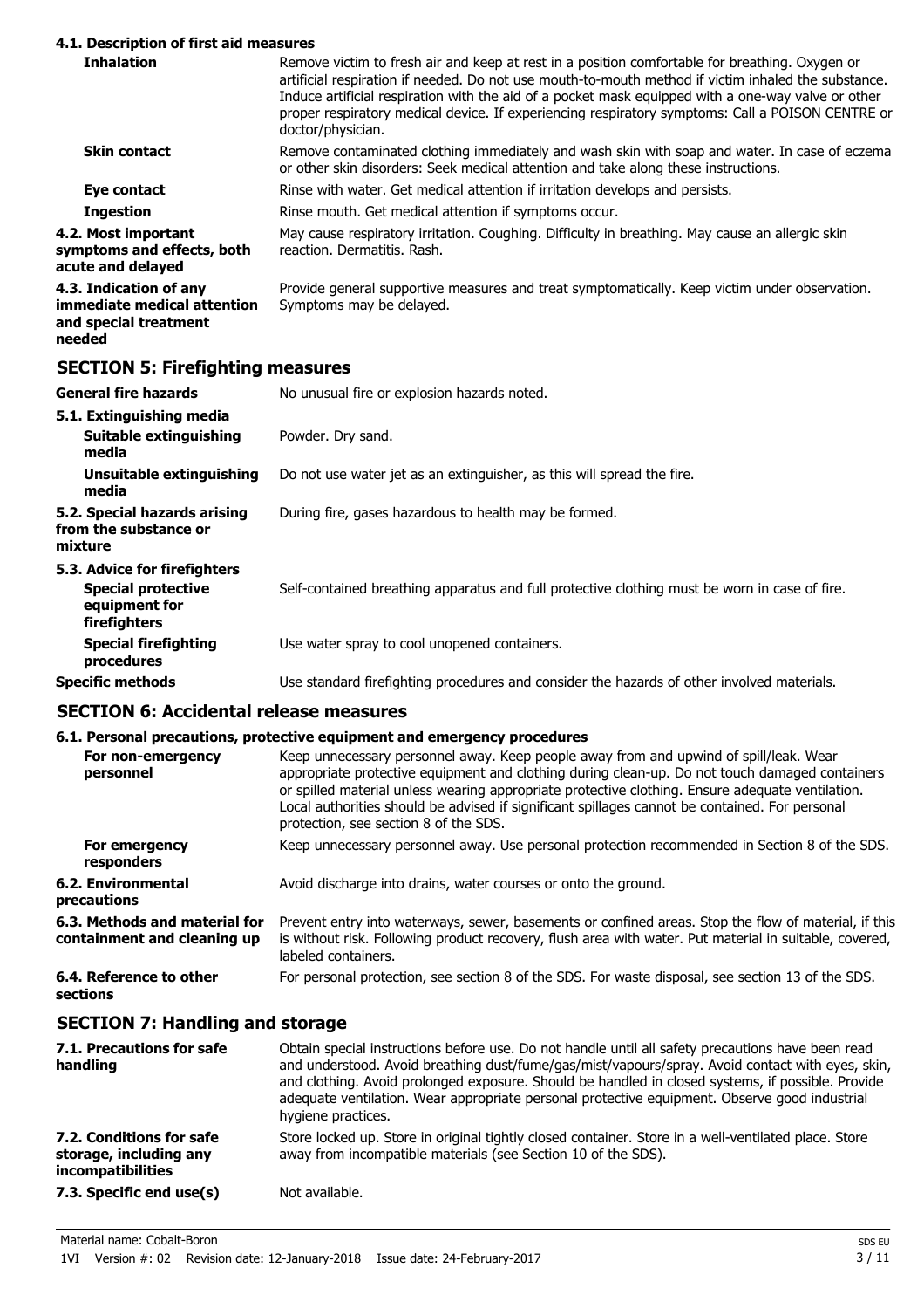#### 4.1. Description of first aid measures

| | |
|---|---|
| **Inhalation** | Remove victim to fresh air and keep at rest in a position comfortable for breathing. Oxygen or artificial respiration if needed. Do not use mouth-to-mouth method if victim inhaled the substance. Induce artificial respiration with the aid of a pocket mask equipped with a one-way valve or other proper respiratory medical device. If experiencing respiratory symptoms: Call a POISON CENTRE or doctor/physician. |
| **Skin contact** | Remove contaminated clothing immediately and wash skin with soap and water. In case of eczema or other skin disorders: Seek medical attention and take along these instructions. |
| **Eye contact** | Rinse with water. Get medical attention if irritation develops and persists. |
| **Ingestion** | Rinse mouth. Get medical attention if symptoms occur. |
| **4.2. Most important symptoms and effects, both acute and delayed** | May cause respiratory irritation. Coughing. Difficulty in breathing. May cause an allergic skin reaction. Dermatitis. Rash. |
| **4.3. Indication of any immediate medical attention and special treatment needed** | Provide general supportive measures and treat symptomatically. Keep victim under observation. Symptoms may be delayed. |

## SECTION 5: Firefighting measures

| | |
|---|---|
| **General fire hazards** | No unusual fire or explosion hazards noted. |
| **5.1. Extinguishing media** | |
| **Suitable extinguishing media** | Powder. Dry sand. |
| **Unsuitable extinguishing media** | Do not use water jet as an extinguisher, as this will spread the fire. |
| **5.2. Special hazards arising from the substance or mixture** | During fire, gases hazardous to health may be formed. |
| **5.3. Advice for firefighters** | |
| **Special protective equipment for firefighters** | Self-contained breathing apparatus and full protective clothing must be worn in case of fire. |
| **Special firefighting procedures** | Use water spray to cool unopened containers. |
| **Specific methods** | Use standard firefighting procedures and consider the hazards of other involved materials. |

## SECTION 6: Accidental release measures

#### 6.1. Personal precautions, protective equipment and emergency procedures

| | |
|---|---|
| **For non-emergency personnel** | Keep unnecessary personnel away. Keep people away from and upwind of spill/leak. Wear appropriate protective equipment and clothing during clean-up. Do not touch damaged containers or spilled material unless wearing appropriate protective clothing. Ensure adequate ventilation. Local authorities should be advised if significant spillages cannot be contained. For personal protection, see section 8 of the SDS. |
| **For emergency responders** | Keep unnecessary personnel away. Use personal protection recommended in Section 8 of the SDS. |
| **6.2. Environmental precautions** | Avoid discharge into drains, water courses or onto the ground. |
| **6.3. Methods and material for containment and cleaning up** | Prevent entry into waterways, sewer, basements or confined areas. Stop the flow of material, if this is without risk. Following product recovery, flush area with water. Put material in suitable, covered, labeled containers. |
| **6.4. Reference to other sections** | For personal protection, see section 8 of the SDS. For waste disposal, see section 13 of the SDS. |

## SECTION 7: Handling and storage

| | |
|---|---|
| **7.1. Precautions for safe handling** | Obtain special instructions before use. Do not handle until all safety precautions have been read and understood. Avoid breathing dust/fume/gas/mist/vapours/spray. Avoid contact with eyes, skin, and clothing. Avoid prolonged exposure. Should be handled in closed systems, if possible. Provide adequate ventilation. Wear appropriate personal protective equipment. Observe good industrial hygiene practices. |
| **7.2. Conditions for safe storage, including any incompatibilities** | Store locked up. Store in original tightly closed container. Store in a well-ventilated place. Store away from incompatible materials (see Section 10 of the SDS). |
| **7.3. Specific end use(s)** | Not available. |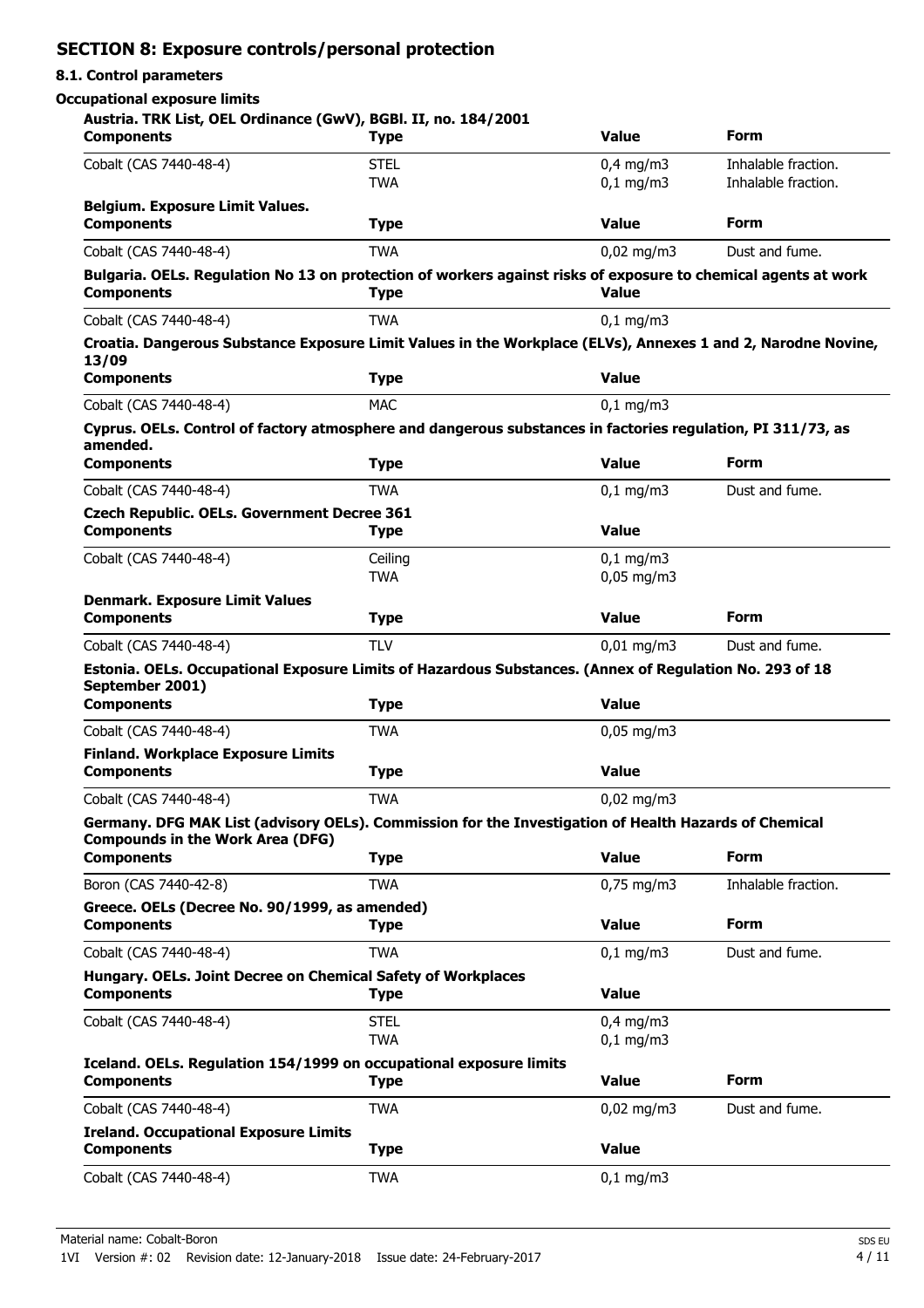## SECTION 8: Exposure controls/personal protection

### 8.1. Control parameters

**Occupational exposure limits**

**Austria. TRK List, OEL Ordinance (GwV), BGBl. II, no. 184/2001**

| Components | Type | Value | Form |
|---|---|---|---|
| Cobalt (CAS 7440-48-4) | STEL | 0,4 mg/m3 | Inhalable fraction. |
| | TWA | 0,1 mg/m3 | Inhalable fraction. |

**Belgium. Exposure Limit Values.**

| Components | Type | Value | Form |
|---|---|---|---|
| Cobalt (CAS 7440-48-4) | TWA | 0,02 mg/m3 | Dust and fume. |

**Bulgaria. OELs. Regulation No 13 on protection of workers against risks of exposure to chemical agents at work**

| Components | Type | Value |
|---|---|---|
| Cobalt (CAS 7440-48-4) | TWA | 0,1 mg/m3 |

**Croatia. Dangerous Substance Exposure Limit Values in the Workplace (ELVs), Annexes 1 and 2, Narodne Novine, 13/09**

| Components | Type | Value |
|---|---|---|
| Cobalt (CAS 7440-48-4) | MAC | 0,1 mg/m3 |

**Cyprus. OELs. Control of factory atmosphere and dangerous substances in factories regulation, PI 311/73, as amended.**

| Components | Type | Value | Form |
|---|---|---|---|
| Cobalt (CAS 7440-48-4) | TWA | 0,1 mg/m3 | Dust and fume. |

**Czech Republic. OELs. Government Decree 361**

| Components | Type | Value |
|---|---|---|
| Cobalt (CAS 7440-48-4) | Ceiling | 0,1 mg/m3 |
| | TWA | 0,05 mg/m3 |

**Denmark. Exposure Limit Values**

| Components | Type | Value | Form |
|---|---|---|---|
| Cobalt (CAS 7440-48-4) | TLV | 0,01 mg/m3 | Dust and fume. |

**Estonia. OELs. Occupational Exposure Limits of Hazardous Substances. (Annex of Regulation No. 293 of 18 September 2001)**

| Components | Type | Value |
|---|---|---|
| Cobalt (CAS 7440-48-4) | TWA | 0,05 mg/m3 |

**Finland. Workplace Exposure Limits**

| Components | Type | Value |
|---|---|---|
| Cobalt (CAS 7440-48-4) | TWA | 0,02 mg/m3 |

**Germany. DFG MAK List (advisory OELs). Commission for the Investigation of Health Hazards of Chemical Compounds in the Work Area (DFG)**

| Components | Type | Value | Form |
|---|---|---|---|
| Boron (CAS 7440-42-8) | TWA | 0,75 mg/m3 | Inhalable fraction. |

**Greece. OELs (Decree No. 90/1999, as amended)**

| Components | Type | Value | Form |
|---|---|---|---|
| Cobalt (CAS 7440-48-4) | TWA | 0,1 mg/m3 | Dust and fume. |

**Hungary. OELs. Joint Decree on Chemical Safety of Workplaces**

| Components | Type | Value |
|---|---|---|
| Cobalt (CAS 7440-48-4) | STEL | 0,4 mg/m3 |
| | TWA | 0,1 mg/m3 |

**Iceland. OELs. Regulation 154/1999 on occupational exposure limits**

| Components | Type | Value | Form |
|---|---|---|---|
| Cobalt (CAS 7440-48-4) | TWA | 0,02 mg/m3 | Dust and fume. |

**Ireland. Occupational Exposure Limits**

| Components | Type | Value |
|---|---|---|
| Cobalt (CAS 7440-48-4) | TWA | 0,1 mg/m3 |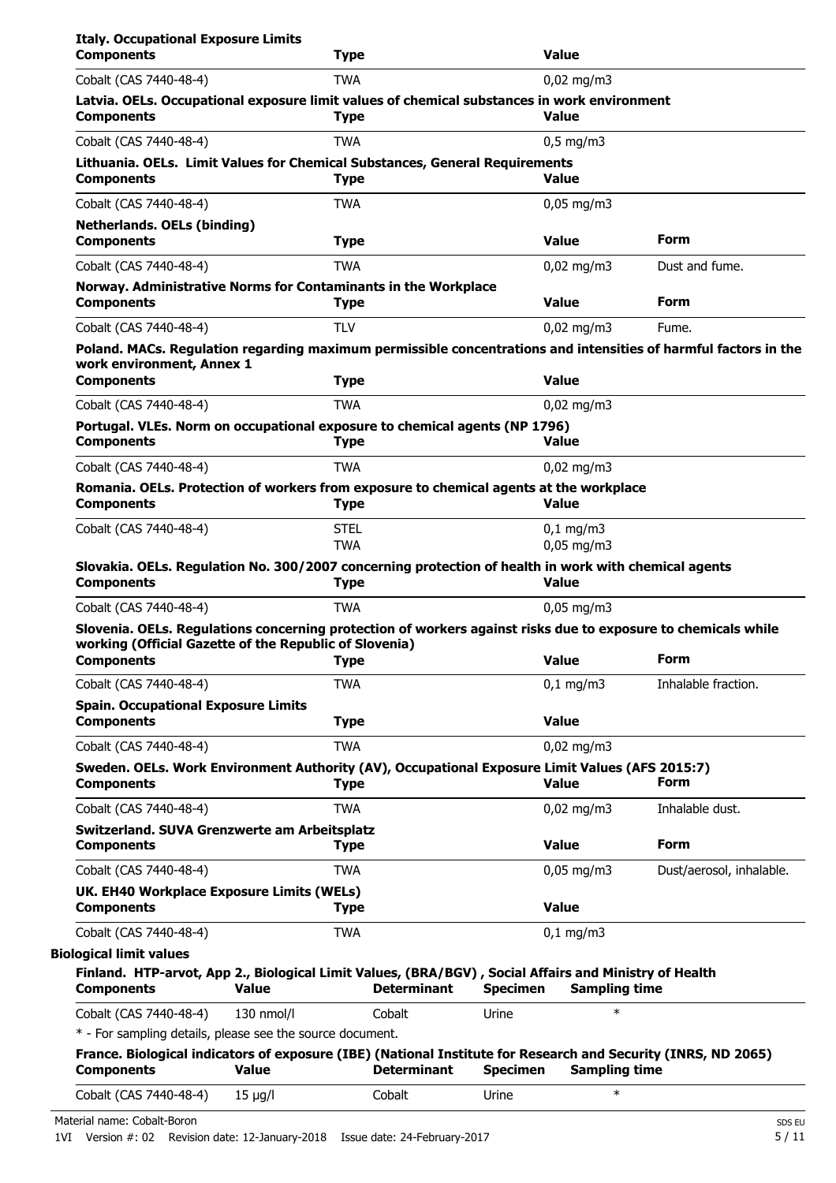**Italy. Occupational Exposure Limits**

| Components | Type | Value |
|---|---|---|
| Cobalt (CAS 7440-48-4) | TWA | 0,02 mg/m3 |

**Latvia. OELs. Occupational exposure limit values of chemical substances in work environment**

| Components | Type | Value |
|---|---|---|
| Cobalt (CAS 7440-48-4) | TWA | 0,5 mg/m3 |

**Lithuania. OELs. Limit Values for Chemical Substances, General Requirements**

| Components | Type | Value |
|---|---|---|
| Cobalt (CAS 7440-48-4) | TWA | 0,05 mg/m3 |

**Netherlands. OELs (binding)**

| Components | Type | Value | Form |
|---|---|---|---|
| Cobalt (CAS 7440-48-4) | TWA | 0,02 mg/m3 | Dust and fume. |

**Norway. Administrative Norms for Contaminants in the Workplace**

| Components | Type | Value | Form |
|---|---|---|---|
| Cobalt (CAS 7440-48-4) | TLV | 0,02 mg/m3 | Fume. |

**Poland. MACs. Regulation regarding maximum permissible concentrations and intensities of harmful factors in the work environment, Annex 1**

| Components | Type | Value |
|---|---|---|
| Cobalt (CAS 7440-48-4) | TWA | 0,02 mg/m3 |

**Portugal. VLEs. Norm on occupational exposure to chemical agents (NP 1796)**

| Components | Type | Value |
|---|---|---|
| Cobalt (CAS 7440-48-4) | TWA | 0,02 mg/m3 |

**Romania. OELs. Protection of workers from exposure to chemical agents at the workplace**

| Components | Type | Value |
|---|---|---|
| Cobalt (CAS 7440-48-4) | STEL | 0,1 mg/m3 |
| | TWA | 0,05 mg/m3 |

**Slovakia. OELs. Regulation No. 300/2007 concerning protection of health in work with chemical agents**

| Components | Type | Value |
|---|---|---|
| Cobalt (CAS 7440-48-4) | TWA | 0,05 mg/m3 |

**Slovenia. OELs. Regulations concerning protection of workers against risks due to exposure to chemicals while working (Official Gazette of the Republic of Slovenia)**

| Components | Type | Value | Form |
|---|---|---|---|
| Cobalt (CAS 7440-48-4) | TWA | 0,1 mg/m3 | Inhalable fraction. |

**Spain. Occupational Exposure Limits**

| Components | Type | Value |
|---|---|---|
| Cobalt (CAS 7440-48-4) | TWA | 0,02 mg/m3 |

**Sweden. OELs. Work Environment Authority (AV), Occupational Exposure Limit Values (AFS 2015:7)**

| Components | Type | Value | Form |
|---|---|---|---|
| Cobalt (CAS 7440-48-4) | TWA | 0,02 mg/m3 | Inhalable dust. |

**Switzerland. SUVA Grenzwerte am Arbeitsplatz**

| Components | Type | Value | Form |
|---|---|---|---|
| Cobalt (CAS 7440-48-4) | TWA | 0,05 mg/m3 | Dust/aerosol, inhalable. |

**UK. EH40 Workplace Exposure Limits (WELs)**

| Components | Type | Value |
|---|---|---|
| Cobalt (CAS 7440-48-4) | TWA | 0,1 mg/m3 |

**Biological limit values**

**Finland. HTP-arvot, App 2., Biological Limit Values, (BRA/BGV) , Social Affairs and Ministry of Health**

| Components | Value | Determinant | Specimen | Sampling time |
|---|---|---|---|---|
| Cobalt (CAS 7440-48-4) | 130 nmol/l | Cobalt | Urine | * |

\* - For sampling details, please see the source document.

**France. Biological indicators of exposure (IBE) (National Institute for Research and Security (INRS, ND 2065)**

| Components | Value | Determinant | Specimen | Sampling time |
|---|---|---|---|---|
| Cobalt (CAS 7440-48-4) | 15 µg/l | Cobalt | Urine | * |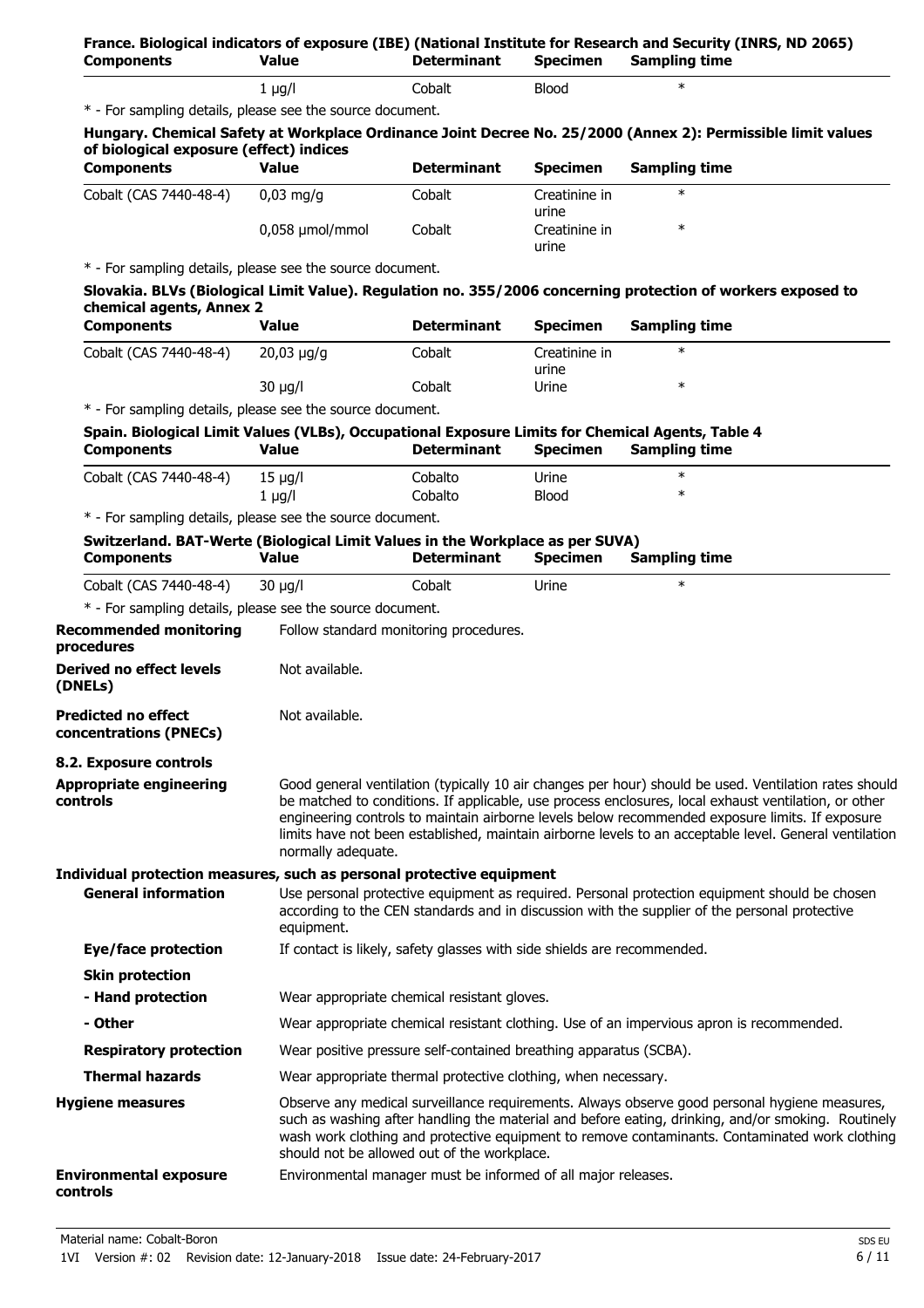**France. Biological indicators of exposure (IBE) (National Institute for Research and Security (INRS, ND 2065)**

| Components | Value | Determinant | Specimen | Sampling time |
|---|---|---|---|---|
| | 1 µg/l | Cobalt | Blood | * |

* - For sampling details, please see the source document.

**Hungary. Chemical Safety at Workplace Ordinance Joint Decree No. 25/2000 (Annex 2): Permissible limit values of biological exposure (effect) indices**

| Components | Value | Determinant | Specimen | Sampling time |
|---|---|---|---|---|
| Cobalt (CAS 7440-48-4) | 0,03 mg/g | Cobalt | Creatinine in urine | * |
| | 0,058 µmol/mmol | Cobalt | Creatinine in urine | * |

* - For sampling details, please see the source document.

**Slovakia. BLVs (Biological Limit Value). Regulation no. 355/2006 concerning protection of workers exposed to chemical agents, Annex 2**

| Components | Value | Determinant | Specimen | Sampling time |
|---|---|---|---|---|
| Cobalt (CAS 7440-48-4) | 20,03 µg/g | Cobalt | Creatinine in urine | * |
| | 30 µg/l | Cobalt | Urine | * |

* - For sampling details, please see the source document.

**Spain. Biological Limit Values (VLBs), Occupational Exposure Limits for Chemical Agents, Table 4**

| Components | Value | Determinant | Specimen | Sampling time |
|---|---|---|---|---|
| Cobalt (CAS 7440-48-4) | 15 µg/l | Cobalto | Urine | * |
| | 1 µg/l | Cobalto | Blood | * |

* - For sampling details, please see the source document.

**Switzerland. BAT-Werte (Biological Limit Values in the Workplace as per SUVA)**

| Components | Value | Determinant | Specimen | Sampling time |
|---|---|---|---|---|
| Cobalt (CAS 7440-48-4) | 30 µg/l | Cobalt | Urine | * |

* - For sampling details, please see the source document.

**Recommended monitoring procedures**
Follow standard monitoring procedures.

**Derived no effect levels (DNELs)**
Not available.

**Predicted no effect concentrations (PNECs)**
Not available.

## 8.2. Exposure controls

**Appropriate engineering controls**
Good general ventilation (typically 10 air changes per hour) should be used. Ventilation rates should be matched to conditions. If applicable, use process enclosures, local exhaust ventilation, or other engineering controls to maintain airborne levels below recommended exposure limits. If exposure limits have not been established, maintain airborne levels to an acceptable level. General ventilation normally adequate.

**Individual protection measures, such as personal protective equipment**

**General information**
Use personal protective equipment as required. Personal protection equipment should be chosen according to the CEN standards and in discussion with the supplier of the personal protective equipment.

**Eye/face protection**
If contact is likely, safety glasses with side shields are recommended.

**Skin protection**

**- Hand protection**
Wear appropriate chemical resistant gloves.

**- Other**
Wear appropriate chemical resistant clothing. Use of an impervious apron is recommended.

**Respiratory protection**
Wear positive pressure self-contained breathing apparatus (SCBA).

**Thermal hazards**
Wear appropriate thermal protective clothing, when necessary.

**Hygiene measures**
Observe any medical surveillance requirements. Always observe good personal hygiene measures, such as washing after handling the material and before eating, drinking, and/or smoking. Routinely wash work clothing and protective equipment to remove contaminants. Contaminated work clothing should not be allowed out of the workplace.

**Environmental exposure controls**
Environmental manager must be informed of all major releases.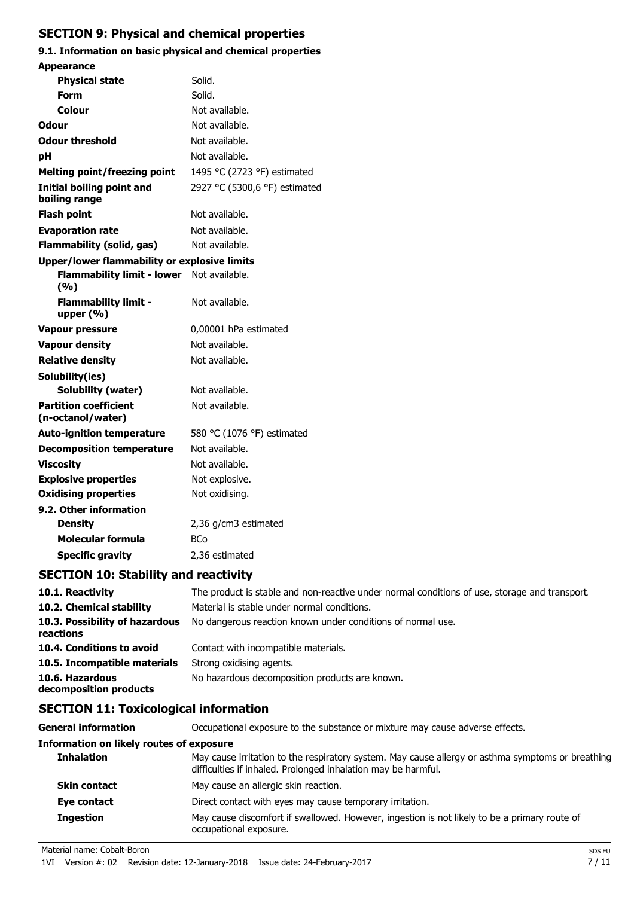## SECTION 9: Physical and chemical properties

### 9.1. Information on basic physical and chemical properties

| Property | Value |
|---|---|
| **Appearance** | |
| **Physical state** | Solid. |
| **Form** | Solid. |
| **Colour** | Not available. |
| **Odour** | Not available. |
| **Odour threshold** | Not available. |
| **pH** | Not available. |
| **Melting point/freezing point** | 1495 °C (2723 °F) estimated |
| **Initial boiling point and boiling range** | 2927 °C (5300,6 °F) estimated |
| **Flash point** | Not available. |
| **Evaporation rate** | Not available. |
| **Flammability (solid, gas)** | Not available. |
| **Upper/lower flammability or explosive limits** | |
| **Flammability limit - lower (%)** | Not available. |
| **Flammability limit - upper (%)** | Not available. |
| **Vapour pressure** | 0,00001 hPa estimated |
| **Vapour density** | Not available. |
| **Relative density** | Not available. |
| **Solubility(ies)** | |
| **Solubility (water)** | Not available. |
| **Partition coefficient (n-octanol/water)** | Not available. |
| **Auto-ignition temperature** | 580 °C (1076 °F) estimated |
| **Decomposition temperature** | Not available. |
| **Viscosity** | Not available. |
| **Explosive properties** | Not explosive. |
| **Oxidising properties** | Not oxidising. |
| **9.2. Other information** | |
| **Density** | 2,36 g/cm3 estimated |
| **Molecular formula** | BCo |
| **Specific gravity** | 2,36 estimated |

## SECTION 10: Stability and reactivity

| | |
|---|---|
| **10.1. Reactivity** | The product is stable and non-reactive under normal conditions of use, storage and transport. |
| **10.2. Chemical stability** | Material is stable under normal conditions. |
| **10.3. Possibility of hazardous reactions** | No dangerous reaction known under conditions of normal use. |
| **10.4. Conditions to avoid** | Contact with incompatible materials. |
| **10.5. Incompatible materials** | Strong oxidising agents. |
| **10.6. Hazardous decomposition products** | No hazardous decomposition products are known. |

## SECTION 11: Toxicological information

| | |
|---|---|
| **General information** | Occupational exposure to the substance or mixture may cause adverse effects. |
| **Information on likely routes of exposure** | |
| **Inhalation** | May cause irritation to the respiratory system. May cause allergy or asthma symptoms or breathing difficulties if inhaled. Prolonged inhalation may be harmful. |
| **Skin contact** | May cause an allergic skin reaction. |
| **Eye contact** | Direct contact with eyes may cause temporary irritation. |
| **Ingestion** | May cause discomfort if swallowed. However, ingestion is not likely to be a primary route of occupational exposure. |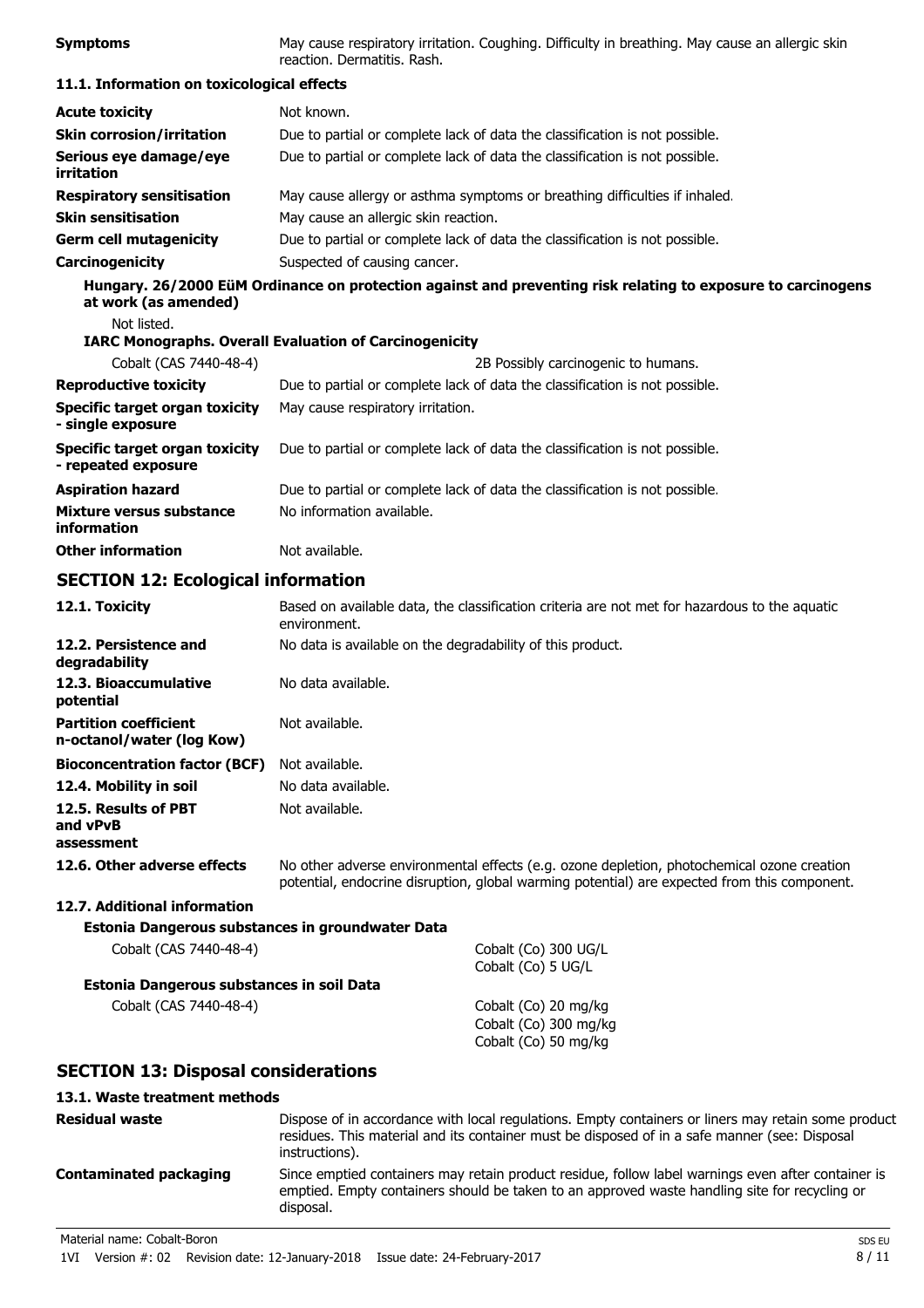**Symptoms** May cause respiratory irritation. Coughing. Difficulty in breathing. May cause an allergic skin reaction. Dermatitis. Rash.

### 11.1. Information on toxicological effects

| | |
|---|---|
| **Acute toxicity** | Not known. |
| **Skin corrosion/irritation** | Due to partial or complete lack of data the classification is not possible. |
| **Serious eye damage/eye irritation** | Due to partial or complete lack of data the classification is not possible. |
| **Respiratory sensitisation** | May cause allergy or asthma symptoms or breathing difficulties if inhaled. |
| **Skin sensitisation** | May cause an allergic skin reaction. |
| **Germ cell mutagenicity** | Due to partial or complete lack of data the classification is not possible. |
| **Carcinogenicity** | Suspected of causing cancer. |

**Hungary. 26/2000 EüM Ordinance on protection against and preventing risk relating to exposure to carcinogens at work (as amended)**

Not listed.

**IARC Monographs. Overall Evaluation of Carcinogenicity**

| | |
|---|---|
| Cobalt (CAS 7440-48-4) | 2B Possibly carcinogenic to humans. |

| | |
|---|---|
| **Reproductive toxicity** | Due to partial or complete lack of data the classification is not possible. |
| **Specific target organ toxicity - single exposure** | May cause respiratory irritation. |
| **Specific target organ toxicity - repeated exposure** | Due to partial or complete lack of data the classification is not possible. |
| **Aspiration hazard** | Due to partial or complete lack of data the classification is not possible. |
| **Mixture versus substance information** | No information available. |
| **Other information** | Not available. |

## SECTION 12: Ecological information

| | |
|---|---|
| **12.1. Toxicity** | Based on available data, the classification criteria are not met for hazardous to the aquatic environment. |
| **12.2. Persistence and degradability** | No data is available on the degradability of this product. |
| **12.3. Bioaccumulative potential** | No data available. |
| **Partition coefficient n-octanol/water (log Kow)** | Not available. |
| **Bioconcentration factor (BCF)** | Not available. |
| **12.4. Mobility in soil** | No data available. |
| **12.5. Results of PBT and vPvB assessment** | Not available. |
| **12.6. Other adverse effects** | No other adverse environmental effects (e.g. ozone depletion, photochemical ozone creation potential, endocrine disruption, global warming potential) are expected from this component. |

### 12.7. Additional information

**Estonia Dangerous substances in groundwater Data**

| | |
|---|---|
| Cobalt (CAS 7440-48-4) | Cobalt (Co) 300 UG/L<br>Cobalt (Co) 5 UG/L |

**Estonia Dangerous substances in soil Data**

| | |
|---|---|
| Cobalt (CAS 7440-48-4) | Cobalt (Co) 20 mg/kg<br>Cobalt (Co) 300 mg/kg<br>Cobalt (Co) 50 mg/kg |

## SECTION 13: Disposal considerations

### 13.1. Waste treatment methods

| | |
|---|---|
| **Residual waste** | Dispose of in accordance with local regulations. Empty containers or liners may retain some product residues. This material and its container must be disposed of in a safe manner (see: Disposal instructions). |
| **Contaminated packaging** | Since emptied containers may retain product residue, follow label warnings even after container is emptied. Empty containers should be taken to an approved waste handling site for recycling or disposal. |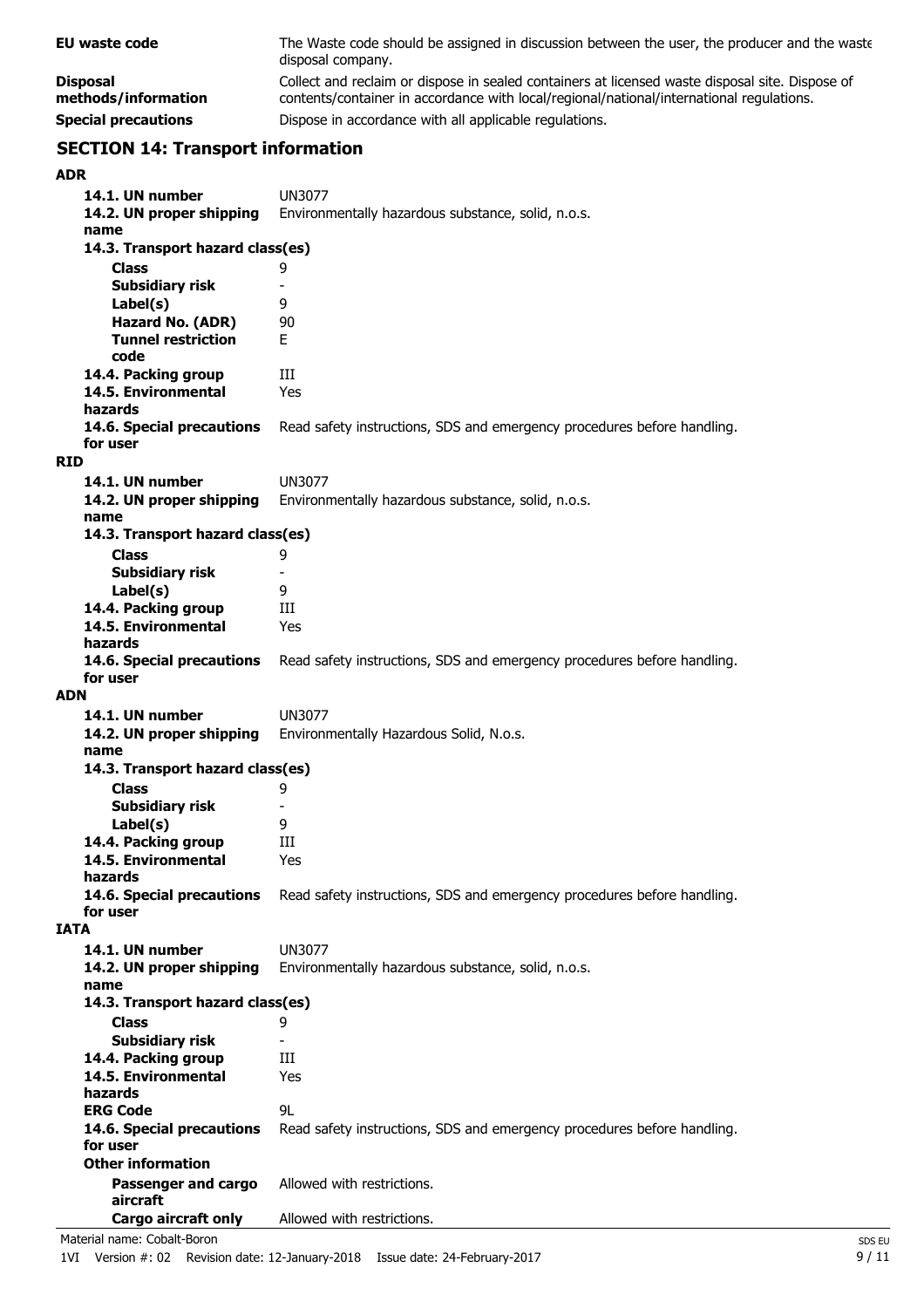| | |
|---|---|
| **EU waste code** | The Waste code should be assigned in discussion between the user, the producer and the waste disposal company. |
| **Disposal methods/information** | Collect and reclaim or dispose in sealed containers at licensed waste disposal site. Dispose of contents/container in accordance with local/regional/national/international regulations. |
| **Special precautions** | Dispose in accordance with all applicable regulations. |

## SECTION 14: Transport information

**ADR**

| | |
|---|---|
| **14.1. UN number** | UN3077 |
| **14.2. UN proper shipping name** | Environmentally hazardous substance, solid, n.o.s. |
| **14.3. Transport hazard class(es)** | |
| **Class** | 9 |
| **Subsidiary risk** | - |
| **Label(s)** | 9 |
| **Hazard No. (ADR)** | 90 |
| **Tunnel restriction code** | E |
| **14.4. Packing group** | III |
| **14.5. Environmental hazards** | Yes |
| **14.6. Special precautions for user** | Read safety instructions, SDS and emergency procedures before handling. |

**RID**

| | |
|---|---|
| **14.1. UN number** | UN3077 |
| **14.2. UN proper shipping name** | Environmentally hazardous substance, solid, n.o.s. |
| **14.3. Transport hazard class(es)** | |
| **Class** | 9 |
| **Subsidiary risk** | - |
| **Label(s)** | 9 |
| **14.4. Packing group** | III |
| **14.5. Environmental hazards** | Yes |
| **14.6. Special precautions for user** | Read safety instructions, SDS and emergency procedures before handling. |

**ADN**

| | |
|---|---|
| **14.1. UN number** | UN3077 |
| **14.2. UN proper shipping name** | Environmentally Hazardous Solid, N.o.s. |
| **14.3. Transport hazard class(es)** | |
| **Class** | 9 |
| **Subsidiary risk** | - |
| **Label(s)** | 9 |
| **14.4. Packing group** | III |
| **14.5. Environmental hazards** | Yes |
| **14.6. Special precautions for user** | Read safety instructions, SDS and emergency procedures before handling. |

**IATA**

| | |
|---|---|
| **14.1. UN number** | UN3077 |
| **14.2. UN proper shipping name** | Environmentally hazardous substance, solid, n.o.s. |
| **14.3. Transport hazard class(es)** | |
| **Class** | 9 |
| **Subsidiary risk** | - |
| **14.4. Packing group** | III |
| **14.5. Environmental hazards** | Yes |
| **ERG Code** | 9L |
| **14.6. Special precautions for user** | Read safety instructions, SDS and emergency procedures before handling. |
| **Other information** | |
| **Passenger and cargo aircraft** | Allowed with restrictions. |
| **Cargo aircraft only** | Allowed with restrictions. |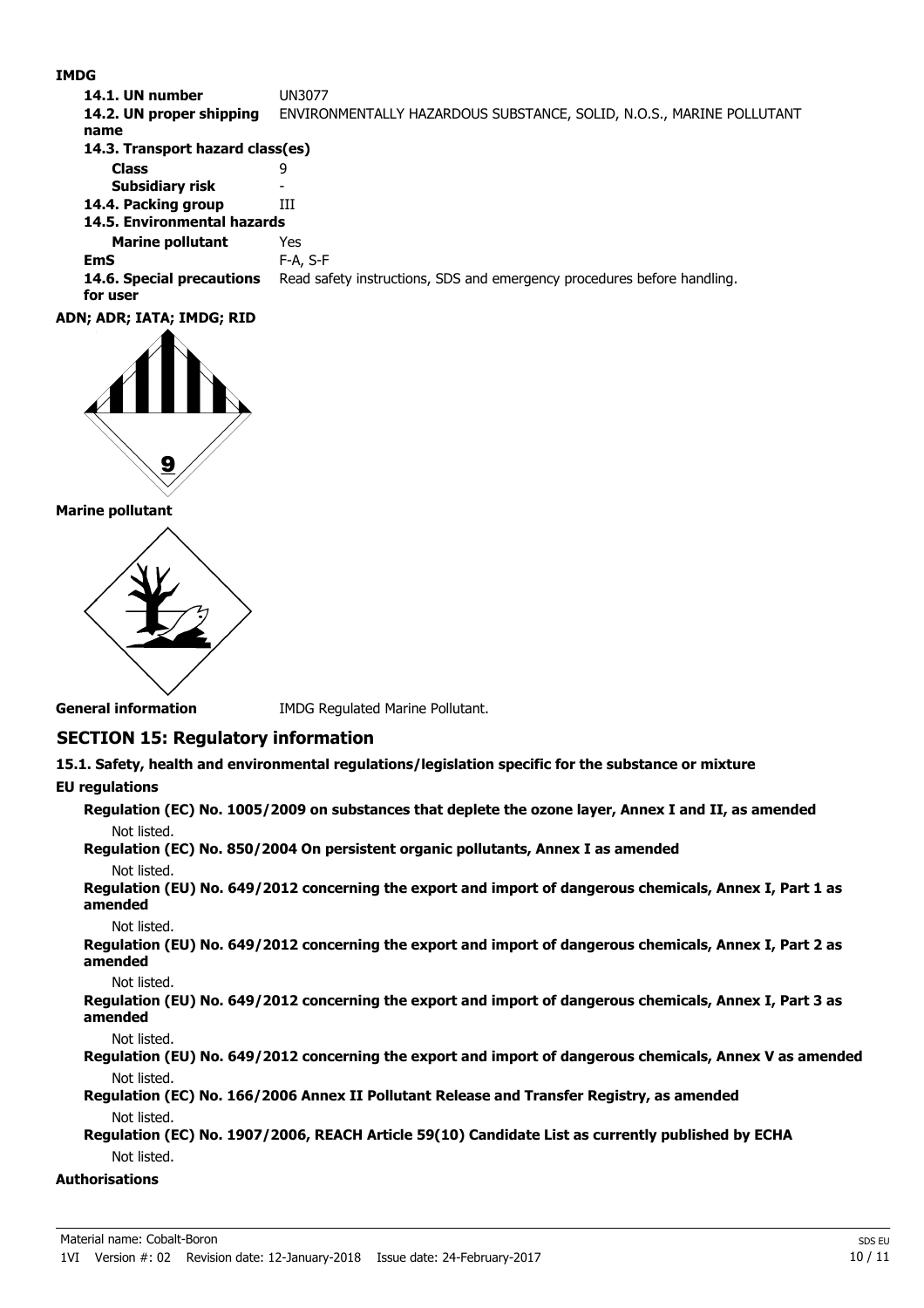**IMDG**

| | |
|---|---|
| **14.1. UN number** | UN3077 |
| **14.2. UN proper shipping name** | ENVIRONMENTALLY HAZARDOUS SUBSTANCE, SOLID, N.O.S., MARINE POLLUTANT |
| **14.3. Transport hazard class(es)** | |
| **Class** | 9 |
| **Subsidiary risk** | - |
| **14.4. Packing group** | III |
| **14.5. Environmental hazards** | |
| **Marine pollutant** | Yes |
| **EmS** | F-A, S-F |
| **14.6. Special precautions for user** | Read safety instructions, SDS and emergency procedures before handling. |

**ADN; ADR; IATA; IMDG; RID**

**Marine pollutant**

**General information** IMDG Regulated Marine Pollutant.

## SECTION 15: Regulatory information

**15.1. Safety, health and environmental regulations/legislation specific for the substance or mixture**

**EU regulations**

**Regulation (EC) No. 1005/2009 on substances that deplete the ozone layer, Annex I and II, as amended**

Not listed.

**Regulation (EC) No. 850/2004 On persistent organic pollutants, Annex I as amended**

Not listed.

**Regulation (EU) No. 649/2012 concerning the export and import of dangerous chemicals, Annex I, Part 1 as amended**

Not listed.

**Regulation (EU) No. 649/2012 concerning the export and import of dangerous chemicals, Annex I, Part 2 as amended**

Not listed.

**Regulation (EU) No. 649/2012 concerning the export and import of dangerous chemicals, Annex I, Part 3 as amended**

Not listed.

**Regulation (EU) No. 649/2012 concerning the export and import of dangerous chemicals, Annex V as amended**

Not listed.

**Regulation (EC) No. 166/2006 Annex II Pollutant Release and Transfer Registry, as amended**

Not listed.

**Regulation (EC) No. 1907/2006, REACH Article 59(10) Candidate List as currently published by ECHA**

Not listed.

**Authorisations**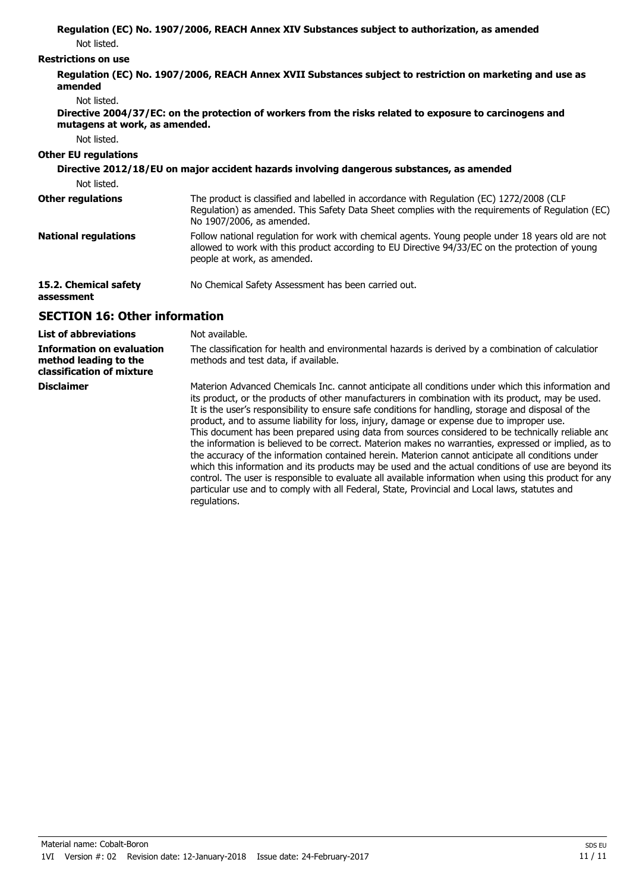**Regulation (EC) No. 1907/2006, REACH Annex XIV Substances subject to authorization, as amended**

Not listed.

**Restrictions on use**

**Regulation (EC) No. 1907/2006, REACH Annex XVII Substances subject to restriction on marketing and use as amended**

Not listed.

**Directive 2004/37/EC: on the protection of workers from the risks related to exposure to carcinogens and mutagens at work, as amended.**

Not listed.

**Other EU regulations**

**Directive 2012/18/EU on major accident hazards involving dangerous substances, as amended**

Not listed.

**Other regulations** The product is classified and labelled in accordance with Regulation (EC) 1272/2008 (CLP Regulation) as amended. This Safety Data Sheet complies with the requirements of Regulation (EC) No 1907/2006, as amended.

**National regulations** Follow national regulation for work with chemical agents. Young people under 18 years old are not allowed to work with this product according to EU Directive 94/33/EC on the protection of young people at work, as amended.

**15.2. Chemical safety assessment** No Chemical Safety Assessment has been carried out.

## SECTION 16: Other information

**List of abbreviations** Not available.

**Information on evaluation method leading to the classification of mixture** The classification for health and environmental hazards is derived by a combination of calculation methods and test data, if available.

**Disclaimer** Materion Advanced Chemicals Inc. cannot anticipate all conditions under which this information and its product, or the products of other manufacturers in combination with its product, may be used. It is the user's responsibility to ensure safe conditions for handling, storage and disposal of the product, and to assume liability for loss, injury, damage or expense due to improper use. This document has been prepared using data from sources considered to be technically reliable and the information is believed to be correct. Materion makes no warranties, expressed or implied, as to the accuracy of the information contained herein. Materion cannot anticipate all conditions under which this information and its products may be used and the actual conditions of use are beyond its control. The user is responsible to evaluate all available information when using this product for any particular use and to comply with all Federal, State, Provincial and Local laws, statutes and regulations.